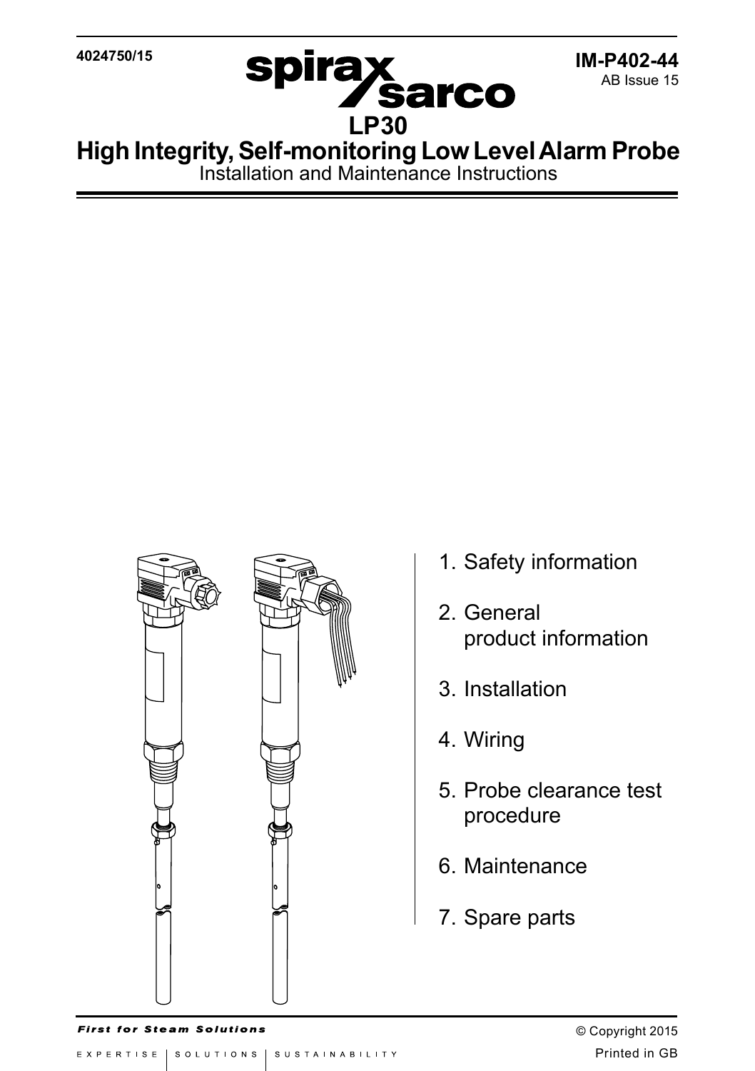4024750/15

spirax sarco

IM-P402-44
AB Issue 15

# LP30
# High Integrity, Self-monitoring Low Level Alarm Probe

Installation and Maintenance Instructions

1. Safety information
2. General product information
3. Installation
4. Wiring
5. Probe clearance test procedure
6. Maintenance
7. Spare parts

*First for Steam Solutions*

© Copyright 2015

EXPERTISE | SOLUTIONS | SUSTAINABILITY

Printed in GB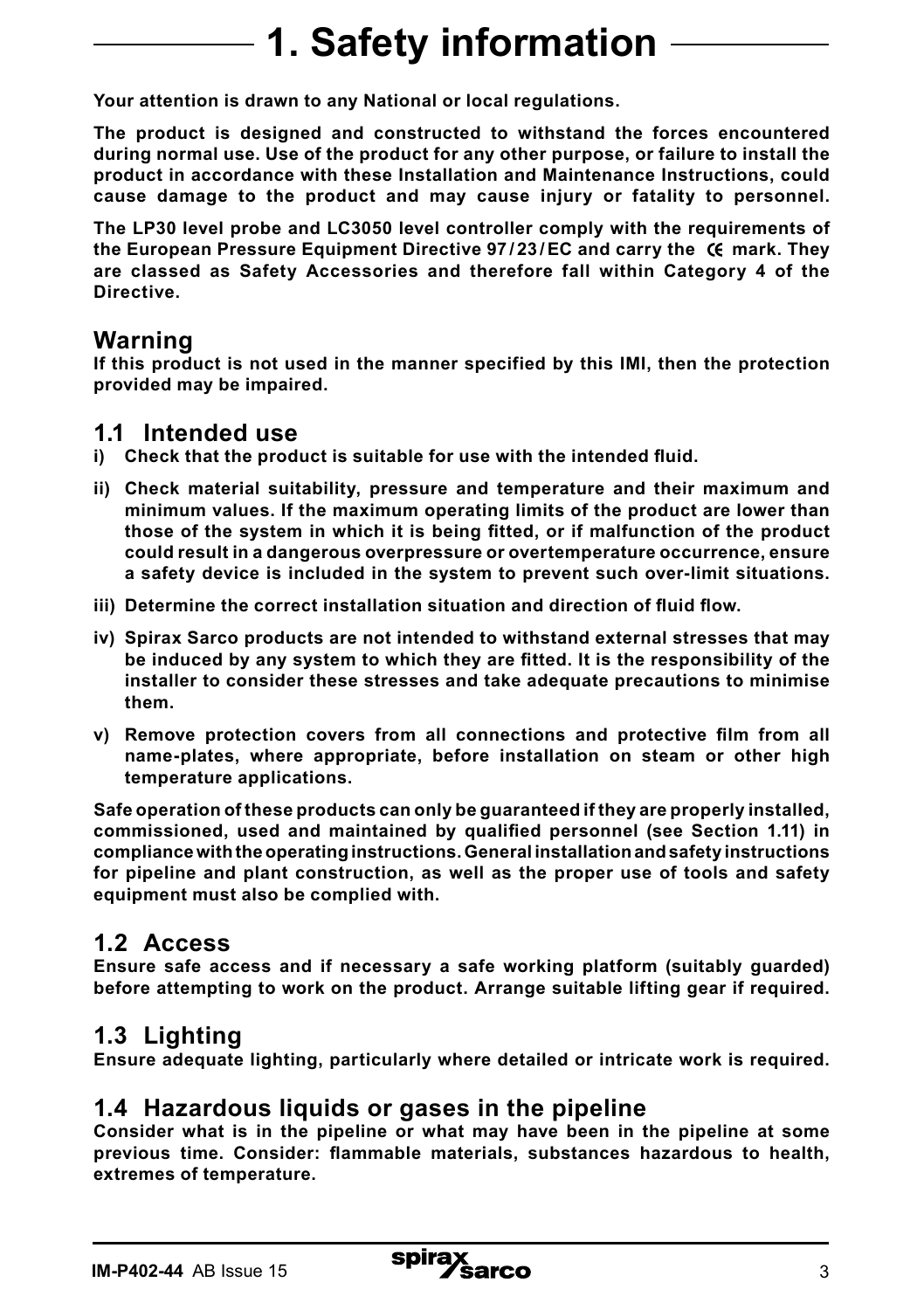# 1. Safety information

**Your attention is drawn to any National or local regulations.**

**The product is designed and constructed to withstand the forces encountered during normal use. Use of the product for any other purpose, or failure to install the product in accordance with these Installation and Maintenance Instructions, could cause damage to the product and may cause injury or fatality to personnel.**

**The LP30 level probe and LC3050 level controller comply with the requirements of the European Pressure Equipment Directive 97/23/EC and carry the CE mark. They are classed as Safety Accessories and therefore fall within Category 4 of the Directive.**

## Warning

**If this product is not used in the manner specified by this IMI, then the protection provided may be impaired.**

## 1.1 Intended use

i) **Check that the product is suitable for use with the intended fluid.**

ii) **Check material suitability, pressure and temperature and their maximum and minimum values. If the maximum operating limits of the product are lower than those of the system in which it is being fitted, or if malfunction of the product could result in a dangerous overpressure or overtemperature occurrence, ensure a safety device is included in the system to prevent such over-limit situations.**

iii) **Determine the correct installation situation and direction of fluid flow.**

iv) **Spirax Sarco products are not intended to withstand external stresses that may be induced by any system to which they are fitted. It is the responsibility of the installer to consider these stresses and take adequate precautions to minimise them.**

v) **Remove protection covers from all connections and protective film from all name-plates, where appropriate, before installation on steam or other high temperature applications.**

**Safe operation of these products can only be guaranteed if they are properly installed, commissioned, used and maintained by qualified personnel (see Section 1.11) in compliance with the operating instructions. General installation and safety instructions for pipeline and plant construction, as well as the proper use of tools and safety equipment must also be complied with.**

## 1.2 Access

**Ensure safe access and if necessary a safe working platform (suitably guarded) before attempting to work on the product. Arrange suitable lifting gear if required.**

## 1.3 Lighting

**Ensure adequate lighting, particularly where detailed or intricate work is required.**

## 1.4 Hazardous liquids or gases in the pipeline

**Consider what is in the pipeline or what may have been in the pipeline at some previous time. Consider: flammable materials, substances hazardous to health, extremes of temperature.**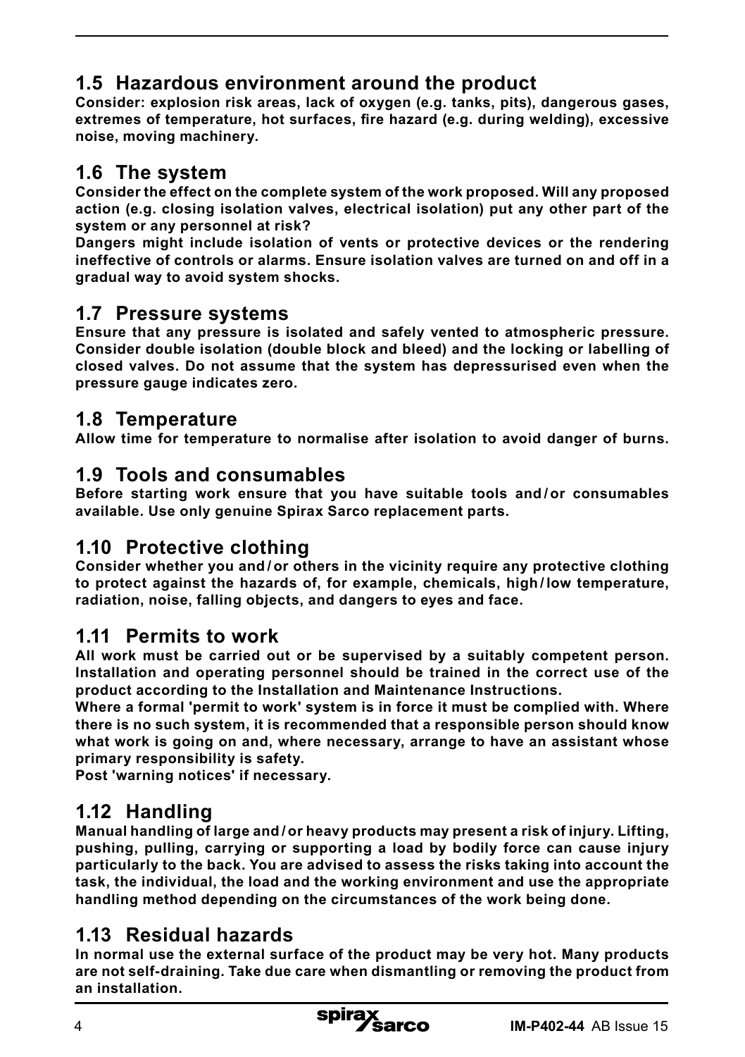## 1.5 Hazardous environment around the product

**Consider: explosion risk areas, lack of oxygen (e.g. tanks, pits), dangerous gases, extremes of temperature, hot surfaces, fire hazard (e.g. during welding), excessive noise, moving machinery.**

## 1.6 The system

**Consider the effect on the complete system of the work proposed. Will any proposed action (e.g. closing isolation valves, electrical isolation) put any other part of the system or any personnel at risk?**

**Dangers might include isolation of vents or protective devices or the rendering ineffective of controls or alarms. Ensure isolation valves are turned on and off in a gradual way to avoid system shocks.**

## 1.7 Pressure systems

**Ensure that any pressure is isolated and safely vented to atmospheric pressure. Consider double isolation (double block and bleed) and the locking or labelling of closed valves. Do not assume that the system has depressurised even when the pressure gauge indicates zero.**

## 1.8 Temperature

**Allow time for temperature to normalise after isolation to avoid danger of burns.**

## 1.9 Tools and consumables

**Before starting work ensure that you have suitable tools and/or consumables available. Use only genuine Spirax Sarco replacement parts.**

## 1.10 Protective clothing

**Consider whether you and/or others in the vicinity require any protective clothing to protect against the hazards of, for example, chemicals, high/low temperature, radiation, noise, falling objects, and dangers to eyes and face.**

## 1.11 Permits to work

**All work must be carried out or be supervised by a suitably competent person. Installation and operating personnel should be trained in the correct use of the product according to the Installation and Maintenance Instructions.**

**Where a formal 'permit to work' system is in force it must be complied with. Where there is no such system, it is recommended that a responsible person should know what work is going on and, where necessary, arrange to have an assistant whose primary responsibility is safety.**

**Post 'warning notices' if necessary.**

## 1.12 Handling

**Manual handling of large and/or heavy products may present a risk of injury. Lifting, pushing, pulling, carrying or supporting a load by bodily force can cause injury particularly to the back. You are advised to assess the risks taking into account the task, the individual, the load and the working environment and use the appropriate handling method depending on the circumstances of the work being done.**

## 1.13 Residual hazards

**In normal use the external surface of the product may be very hot. Many products are not self-draining. Take due care when dismantling or removing the product from an installation.**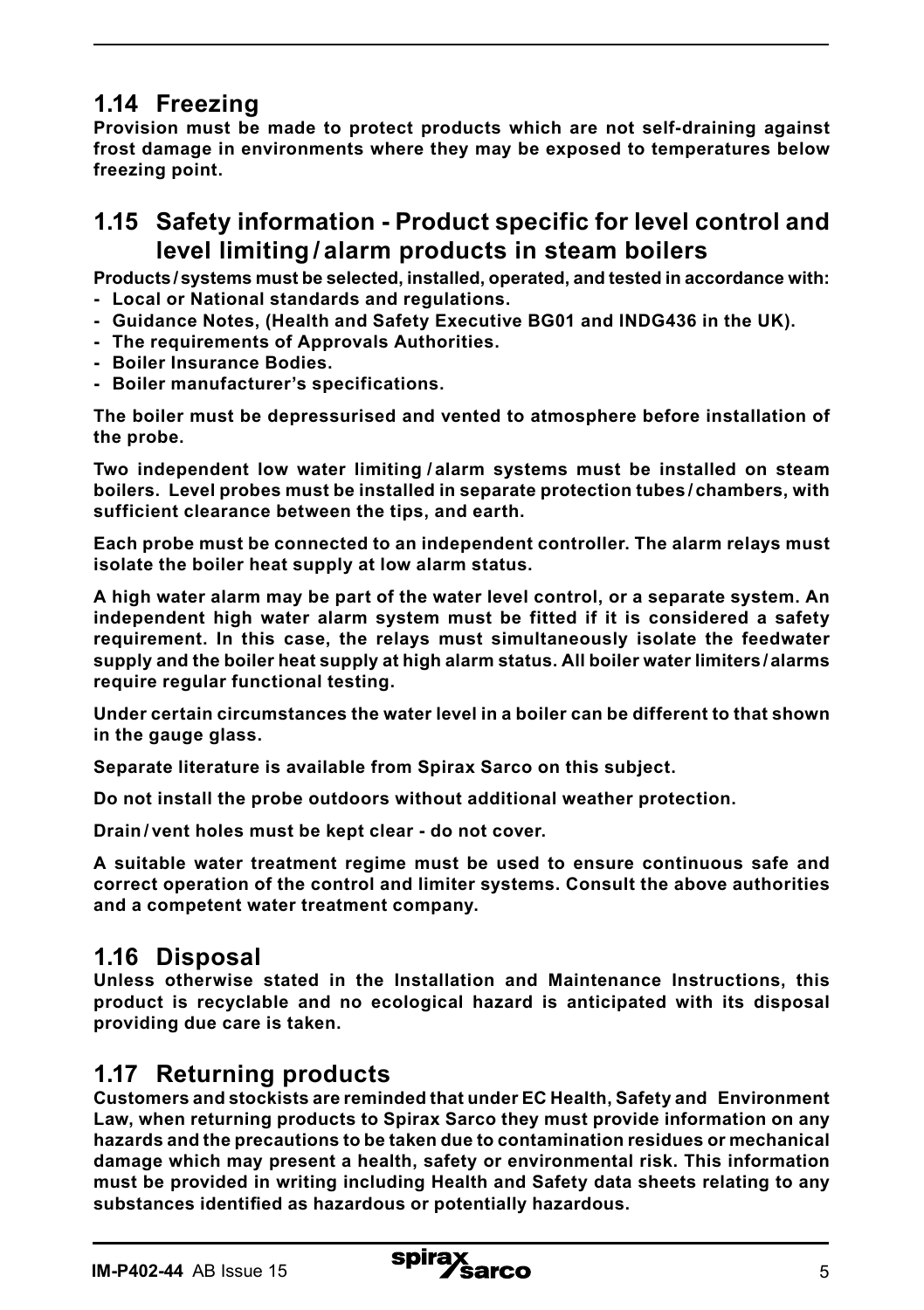## 1.14 Freezing

**Provision must be made to protect products which are not self-draining against frost damage in environments where they may be exposed to temperatures below freezing point.**

## 1.15 Safety information - Product specific for level control and level limiting / alarm products in steam boilers

**Products / systems must be selected, installed, operated, and tested in accordance with:**

- **Local or National standards and regulations.**
- **Guidance Notes, (Health and Safety Executive BG01 and INDG436 in the UK).**
- **The requirements of Approvals Authorities.**
- **Boiler Insurance Bodies.**
- **Boiler manufacturer's specifications.**

**The boiler must be depressurised and vented to atmosphere before installation of the probe.**

**Two independent low water limiting / alarm systems must be installed on steam boilers. Level probes must be installed in separate protection tubes / chambers, with sufficient clearance between the tips, and earth.**

**Each probe must be connected to an independent controller. The alarm relays must isolate the boiler heat supply at low alarm status.**

**A high water alarm may be part of the water level control, or a separate system. An independent high water alarm system must be fitted if it is considered a safety requirement. In this case, the relays must simultaneously isolate the feedwater supply and the boiler heat supply at high alarm status. All boiler water limiters / alarms require regular functional testing.**

**Under certain circumstances the water level in a boiler can be different to that shown in the gauge glass.**

**Separate literature is available from Spirax Sarco on this subject.**

**Do not install the probe outdoors without additional weather protection.**

**Drain / vent holes must be kept clear - do not cover.**

**A suitable water treatment regime must be used to ensure continuous safe and correct operation of the control and limiter systems. Consult the above authorities and a competent water treatment company.**

## 1.16 Disposal

**Unless otherwise stated in the Installation and Maintenance Instructions, this product is recyclable and no ecological hazard is anticipated with its disposal providing due care is taken.**

## 1.17 Returning products

**Customers and stockists are reminded that under EC Health, Safety and Environment Law, when returning products to Spirax Sarco they must provide information on any hazards and the precautions to be taken due to contamination residues or mechanical damage which may present a health, safety or environmental risk. This information must be provided in writing including Health and Safety data sheets relating to any substances identified as hazardous or potentially hazardous.**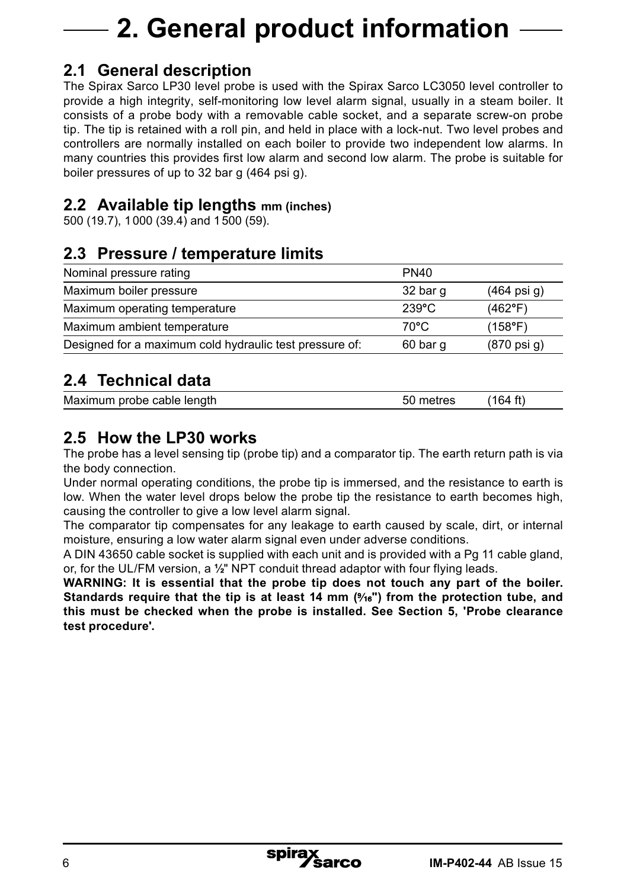# 2. General product information

## 2.1 General description

The Spirax Sarco LP30 level probe is used with the Spirax Sarco LC3050 level controller to provide a high integrity, self-monitoring low level alarm signal, usually in a steam boiler. It consists of a probe body with a removable cable socket, and a separate screw-on probe tip. The tip is retained with a roll pin, and held in place with a lock-nut. Two level probes and controllers are normally installed on each boiler to provide two independent low alarms. In many countries this provides first low alarm and second low alarm. The probe is suitable for boiler pressures of up to 32 bar g (464 psi g).

## 2.2 Available tip lengths mm (inches)

500 (19.7), 1 000 (39.4) and 1 500 (59).

## 2.3 Pressure / temperature limits

| | | |
|---|---|---|
| Nominal pressure rating | PN40 | |
| Maximum boiler pressure | 32 bar g | (464 psi g) |
| Maximum operating temperature | 239°C | (462°F) |
| Maximum ambient temperature | 70°C | (158°F) |
| Designed for a maximum cold hydraulic test pressure of: | 60 bar g | (870 psi g) |

## 2.4 Technical data

| | | |
|---|---|---|
| Maximum probe cable length | 50 metres | (164 ft) |

## 2.5 How the LP30 works

The probe has a level sensing tip (probe tip) and a comparator tip. The earth return path is via the body connection.

Under normal operating conditions, the probe tip is immersed, and the resistance to earth is low. When the water level drops below the probe tip the resistance to earth becomes high, causing the controller to give a low level alarm signal.

The comparator tip compensates for any leakage to earth caused by scale, dirt, or internal moisture, ensuring a low water alarm signal even under adverse conditions.

A DIN 43650 cable socket is supplied with each unit and is provided with a Pg 11 cable gland, or, for the UL/FM version, a ½" NPT conduit thread adaptor with four flying leads.

**WARNING: It is essential that the probe tip does not touch any part of the boiler. Standards require that the tip is at least 14 mm (9⁄16") from the protection tube, and this must be checked when the probe is installed. See Section 5, 'Probe clearance test procedure'.**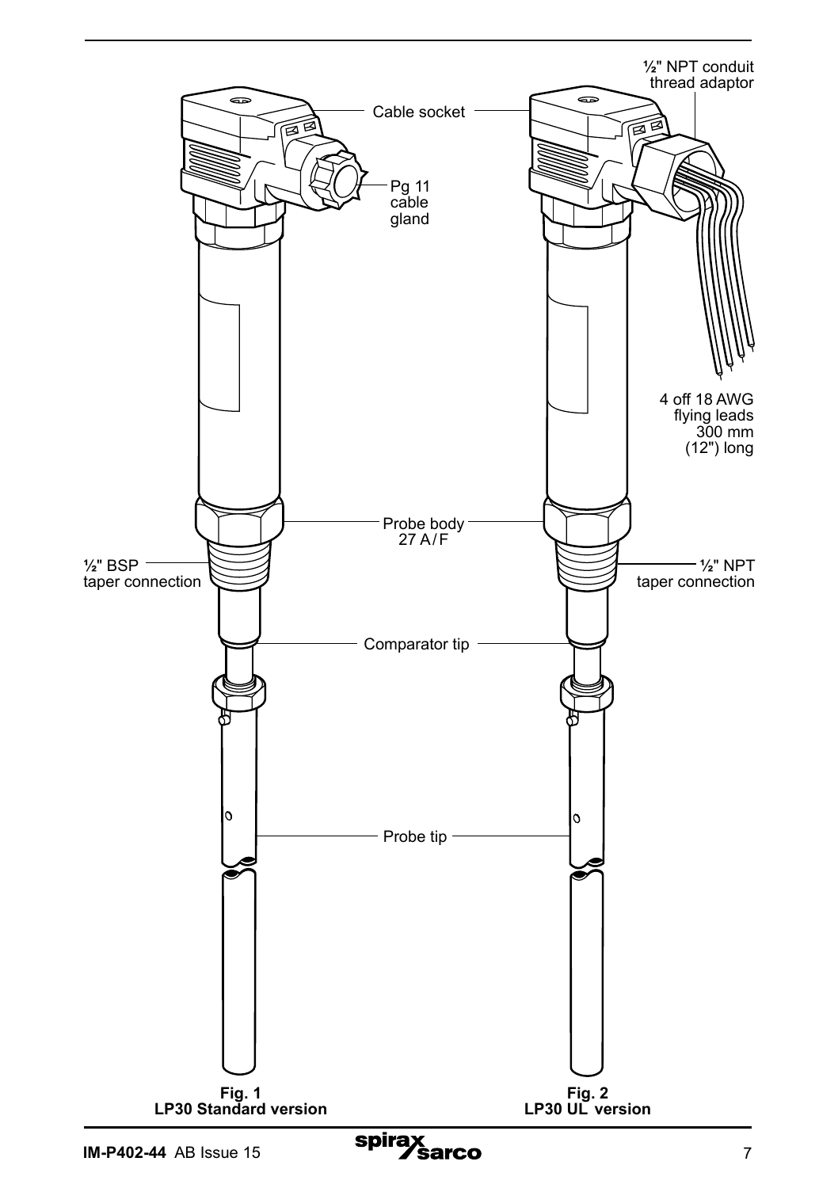½" NPT conduit thread adaptor

Cable socket

Pg 11 cable gland

4 off 18 AWG flying leads 300 mm (12") long

Probe body 27 A/F

½" BSP taper connection

½" NPT taper connection

Comparator tip

Probe tip

**Fig. 1**
**LP30 Standard version**

**Fig. 2**
**LP30 UL version**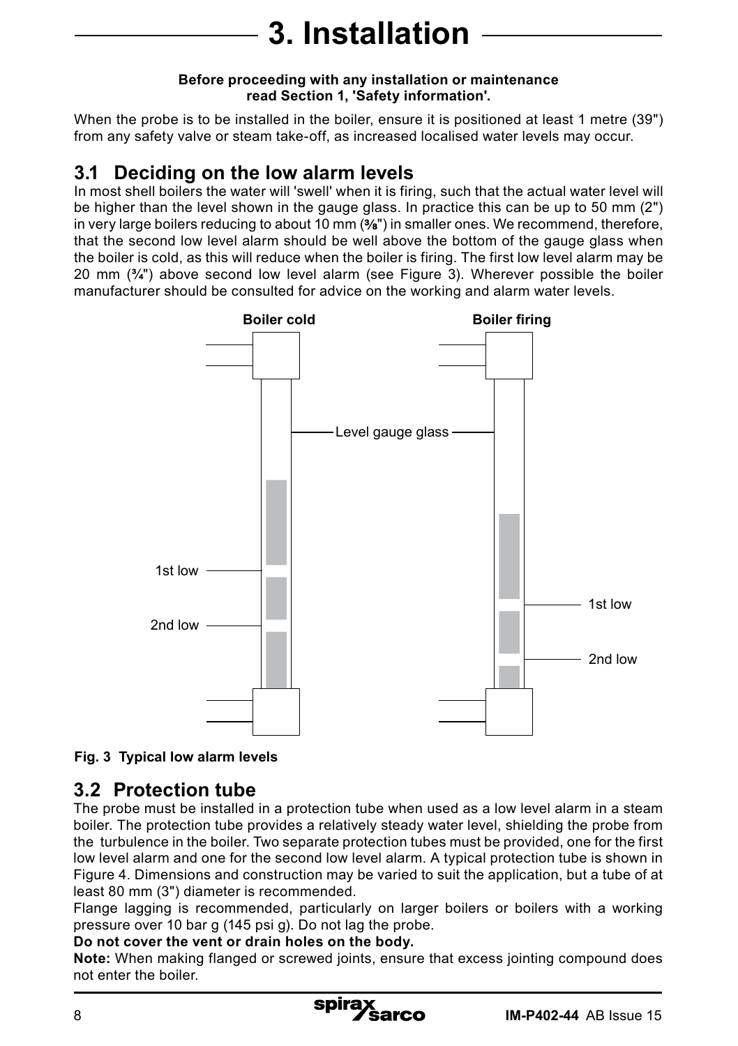# 3. Installation

**Before proceeding with any installation or maintenance read Section 1, 'Safety information'.**

When the probe is to be installed in the boiler, ensure it is positioned at least 1 metre (39") from any safety valve or steam take-off, as increased localised water levels may occur.

## 3.1 Deciding on the low alarm levels

In most shell boilers the water will 'swell' when it is firing, such that the actual water level will be higher than the level shown in the gauge glass. In practice this can be up to 50 mm (2") in very large boilers reducing to about 10 mm (⅜") in smaller ones. We recommend, therefore, that the second low level alarm should be well above the bottom of the gauge glass when the boiler is cold, as this will reduce when the boiler is firing. The first low level alarm may be 20 mm (¾") above second low level alarm (see Figure 3). Wherever possible the boiler manufacturer should be consulted for advice on the working and alarm water levels.

Boiler cold | Boiler firing | Level gauge glass | 1st low | 2nd low

**Fig. 3 Typical low alarm levels**

## 3.2 Protection tube

The probe must be installed in a protection tube when used as a low level alarm in a steam boiler. The protection tube provides a relatively steady water level, shielding the probe from the turbulence in the boiler. Two separate protection tubes must be provided, one for the first low level alarm and one for the second low level alarm. A typical protection tube is shown in Figure 4. Dimensions and construction may be varied to suit the application, but a tube of at least 80 mm (3") diameter is recommended.

Flange lagging is recommended, particularly on larger boilers or boilers with a working pressure over 10 bar g (145 psi g). Do not lag the probe.

**Do not cover the vent or drain holes on the body.**

**Note:** When making flanged or screwed joints, ensure that excess jointing compound does not enter the boiler.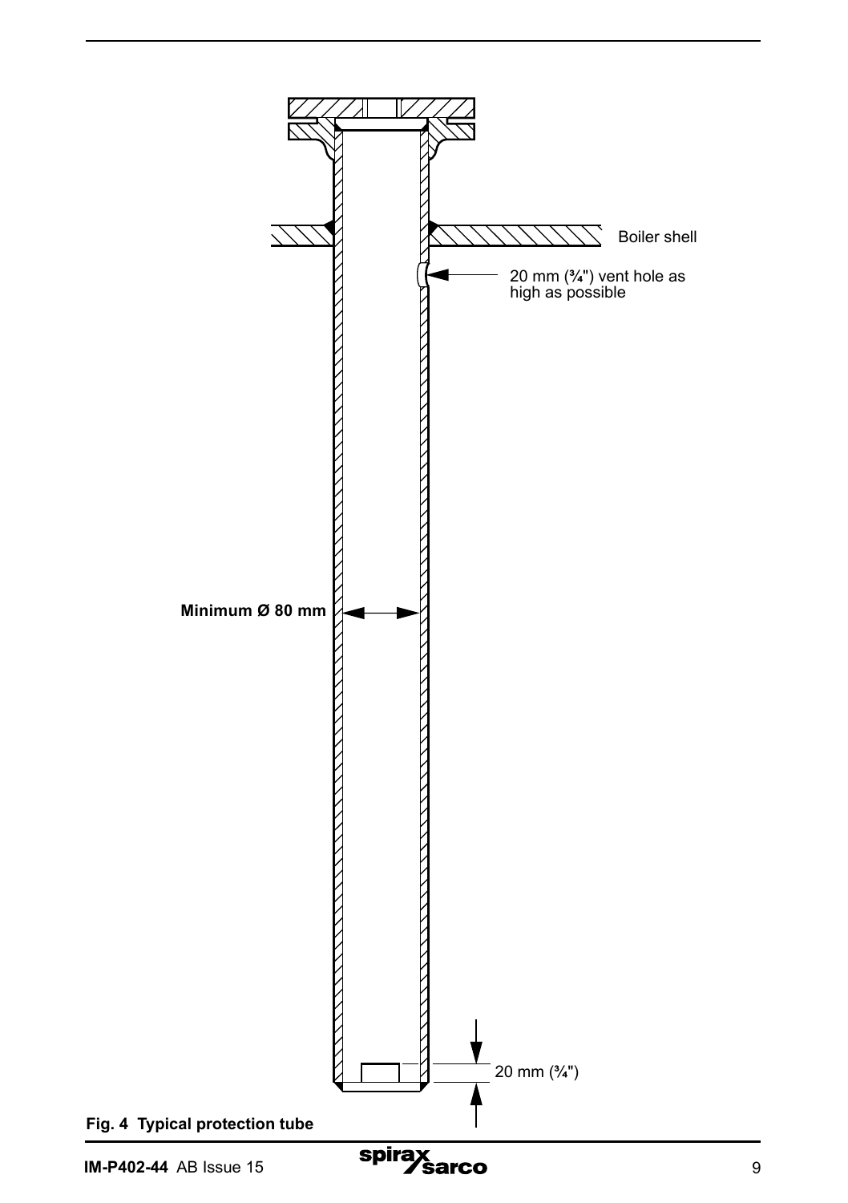Boiler shell

20 mm (¾") vent hole as high as possible

**Minimum Ø 80 mm**

20 mm (¾")

**Fig. 4 Typical protection tube**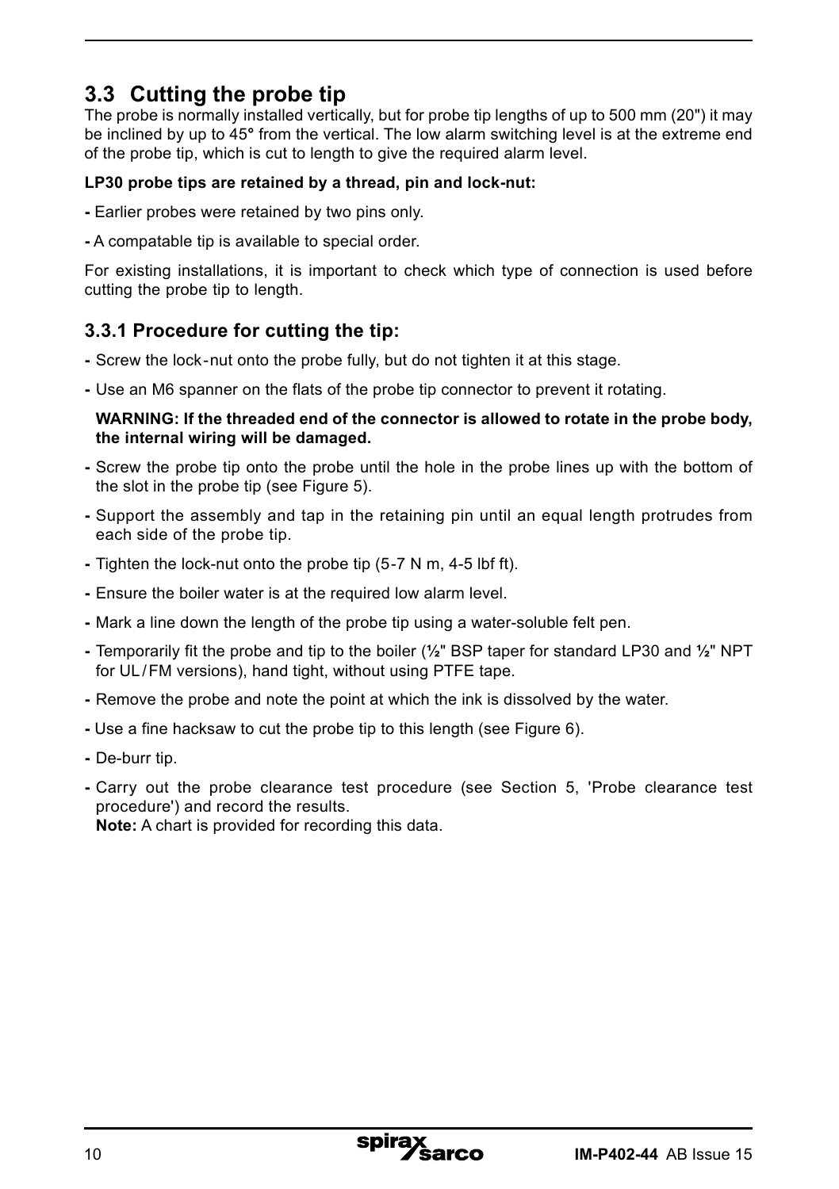## 3.3 Cutting the probe tip

The probe is normally installed vertically, but for probe tip lengths of up to 500 mm (20") it may be inclined by up to 45° from the vertical. The low alarm switching level is at the extreme end of the probe tip, which is cut to length to give the required alarm level.

**LP30 probe tips are retained by a thread, pin and lock-nut:**

**-** Earlier probes were retained by two pins only.

**-** A compatable tip is available to special order.

For existing installations, it is important to check which type of connection is used before cutting the probe tip to length.

### 3.3.1 Procedure for cutting the tip:

- Screw the lock-nut onto the probe fully, but do not tighten it at this stage.
- Use an M6 spanner on the flats of the probe tip connector to prevent it rotating.

  **WARNING: If the threaded end of the connector is allowed to rotate in the probe body, the internal wiring will be damaged.**

- Screw the probe tip onto the probe until the hole in the probe lines up with the bottom of the slot in the probe tip (see Figure 5).
- Support the assembly and tap in the retaining pin until an equal length protrudes from each side of the probe tip.
- Tighten the lock-nut onto the probe tip (5-7 N m, 4-5 lbf ft).
- Ensure the boiler water is at the required low alarm level.
- Mark a line down the length of the probe tip using a water-soluble felt pen.
- Temporarily fit the probe and tip to the boiler (½" BSP taper for standard LP30 and ½" NPT for UL/FM versions), hand tight, without using PTFE tape.
- Remove the probe and note the point at which the ink is dissolved by the water.
- Use a fine hacksaw to cut the probe tip to this length (see Figure 6).
- De-burr tip.
- Carry out the probe clearance test procedure (see Section 5, 'Probe clearance test procedure') and record the results.
  **Note:** A chart is provided for recording this data.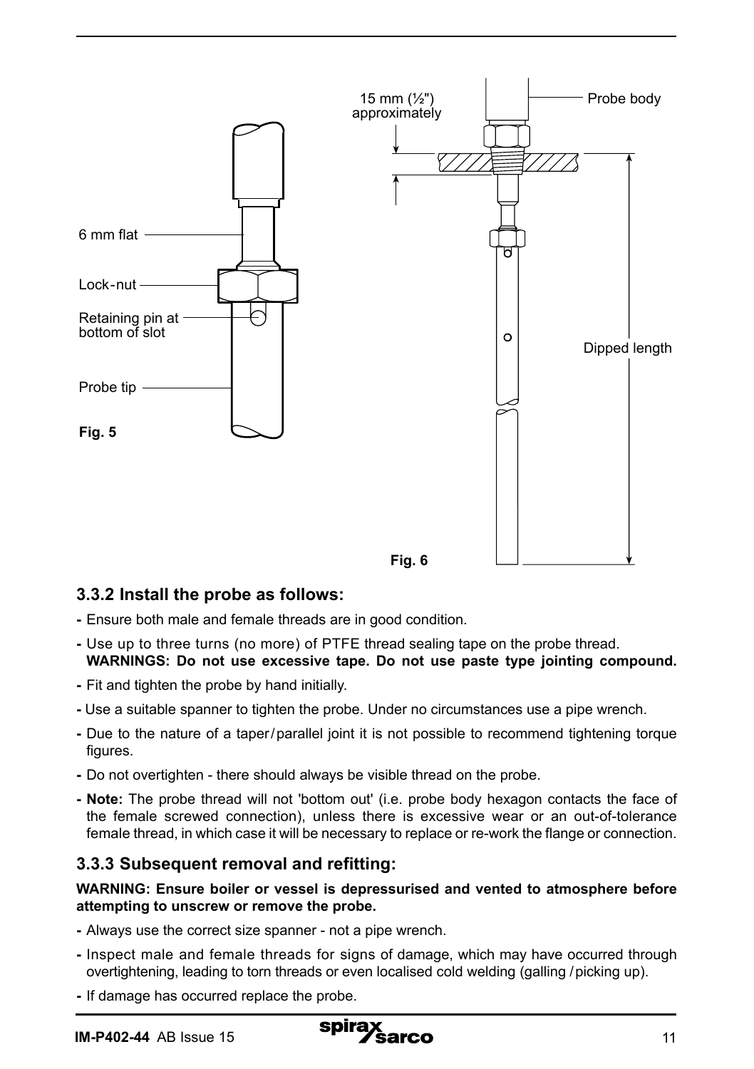6 mm flat

Lock-nut

Retaining pin at bottom of slot

Probe tip

**Fig. 5**

15 mm (½") approximately

Probe body

Dipped length

**Fig. 6**

### 3.3.2 Install the probe as follows:

- Ensure both male and female threads are in good condition.
- Use up to three turns (no more) of PTFE thread sealing tape on the probe thread.
  **WARNINGS: Do not use excessive tape. Do not use paste type jointing compound.**
- Fit and tighten the probe by hand initially.
- Use a suitable spanner to tighten the probe. Under no circumstances use a pipe wrench.
- Due to the nature of a taper/parallel joint it is not possible to recommend tightening torque figures.
- Do not overtighten - there should always be visible thread on the probe.
- **Note:** The probe thread will not 'bottom out' (i.e. probe body hexagon contacts the face of the female screwed connection), unless there is excessive wear or an out-of-tolerance female thread, in which case it will be necessary to replace or re-work the flange or connection.

### 3.3.3 Subsequent removal and refitting:

**WARNING: Ensure boiler or vessel is depressurised and vented to atmosphere before attempting to unscrew or remove the probe.**

- Always use the correct size spanner - not a pipe wrench.
- Inspect male and female threads for signs of damage, which may have occurred through overtightening, leading to torn threads or even localised cold welding (galling / picking up).
- If damage has occurred replace the probe.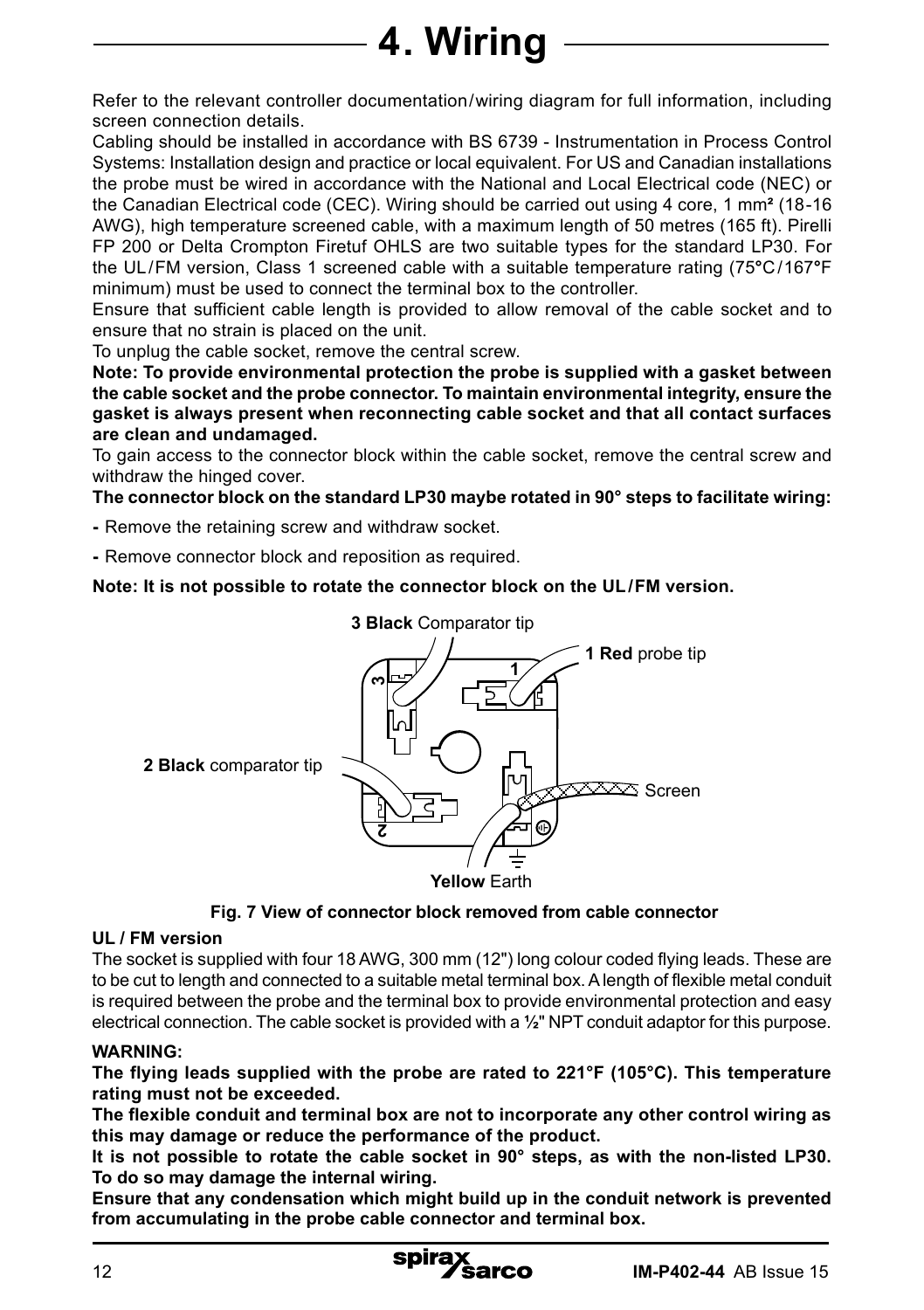# 4. Wiring

Refer to the relevant controller documentation/wiring diagram for full information, including screen connection details.

Cabling should be installed in accordance with BS 6739 - Instrumentation in Process Control Systems: Installation design and practice or local equivalent. For US and Canadian installations the probe must be wired in accordance with the National and Local Electrical code (NEC) or the Canadian Electrical code (CEC). Wiring should be carried out using 4 core, 1 mm² (18-16 AWG), high temperature screened cable, with a maximum length of 50 metres (165 ft). Pirelli FP 200 or Delta Crompton Firetuf OHLS are two suitable types for the standard LP30. For the UL/FM version, Class 1 screened cable with a suitable temperature rating (75°C/167°F minimum) must be used to connect the terminal box to the controller.

Ensure that sufficient cable length is provided to allow removal of the cable socket and to ensure that no strain is placed on the unit.

To unplug the cable socket, remove the central screw.

**Note: To provide environmental protection the probe is supplied with a gasket between the cable socket and the probe connector. To maintain environmental integrity, ensure the gasket is always present when reconnecting cable socket and that all contact surfaces are clean and undamaged.**

To gain access to the connector block within the cable socket, remove the central screw and withdraw the hinged cover.

**The connector block on the standard LP30 maybe rotated in 90° steps to facilitate wiring:**

- Remove the retaining screw and withdraw socket.
- Remove connector block and reposition as required.

**Note: It is not possible to rotate the connector block on the UL/FM version.**

**3 Black** Comparator tip

**1 Red** probe tip

**2 Black** comparator tip

Screen

**Yellow** Earth

**Fig. 7 View of connector block removed from cable connector**

**UL / FM version**

The socket is supplied with four 18 AWG, 300 mm (12") long colour coded flying leads. These are to be cut to length and connected to a suitable metal terminal box. A length of flexible metal conduit is required between the probe and the terminal box to provide environmental protection and easy electrical connection. The cable socket is provided with a ½" NPT conduit adaptor for this purpose.

**WARNING:**

**The flying leads supplied with the probe are rated to 221°F (105°C). This temperature rating must not be exceeded.**

**The flexible conduit and terminal box are not to incorporate any other control wiring as this may damage or reduce the performance of the product.**

**It is not possible to rotate the cable socket in 90° steps, as with the non-listed LP30. To do so may damage the internal wiring.**

**Ensure that any condensation which might build up in the conduit network is prevented from accumulating in the probe cable connector and terminal box.**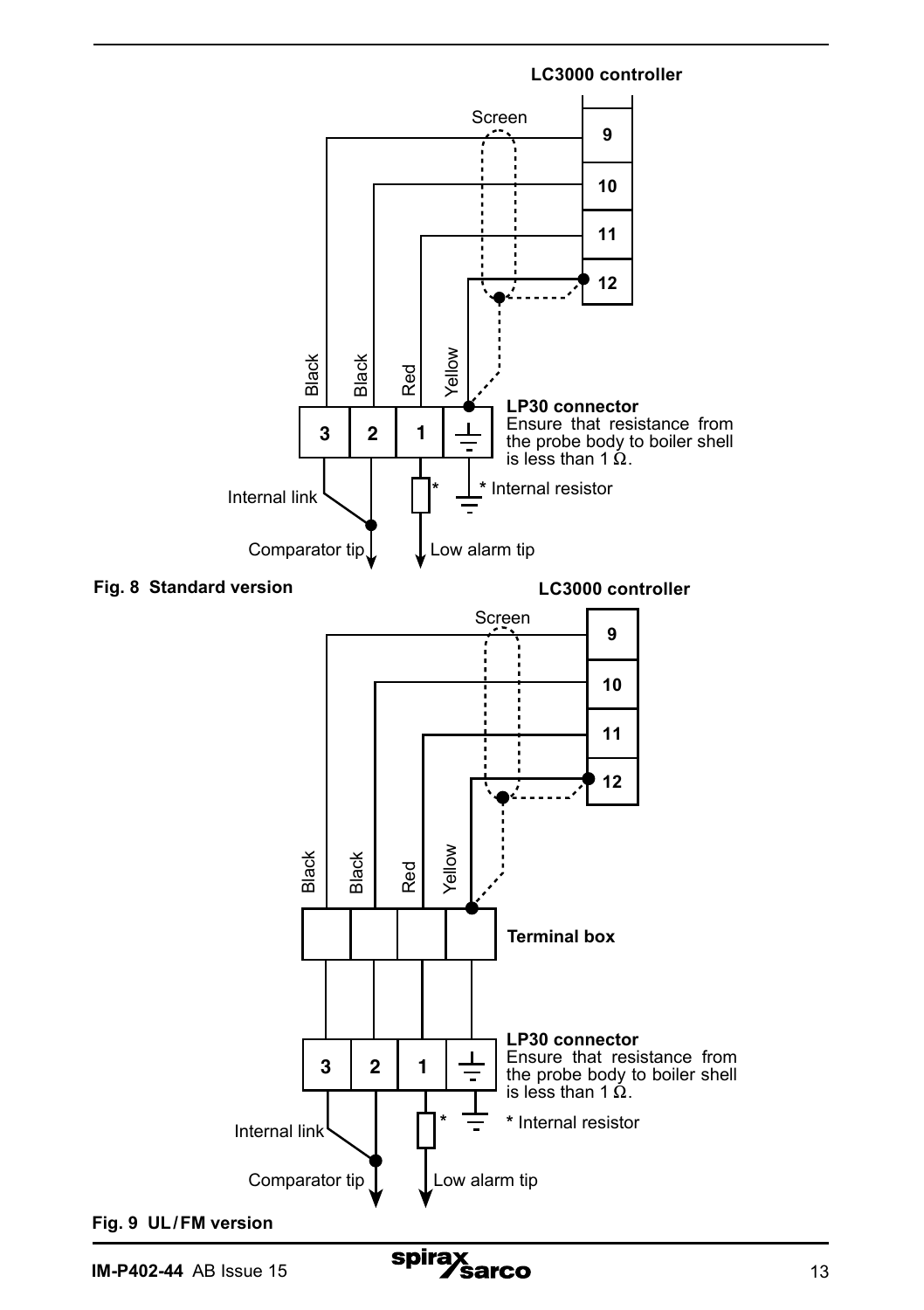**LC3000 controller**

Screen

9

10

11

12

Black

Black

Red

Yellow

**LP30 connector**
Ensure that resistance from the probe body to boiler shell is less than 1 Ω.

3 | 2 | 1

Internal link

* Internal resistor

Comparator tip

Low alarm tip

**Fig. 8 Standard version**

**LC3000 controller**

Screen

9

10

11

12

Black

Black

Red

Yellow

**Terminal box**

**LP30 connector**
Ensure that resistance from the probe body to boiler shell is less than 1 Ω.

3 | 2 | 1

Internal link

* Internal resistor

Comparator tip

Low alarm tip

**Fig. 9 UL/FM version**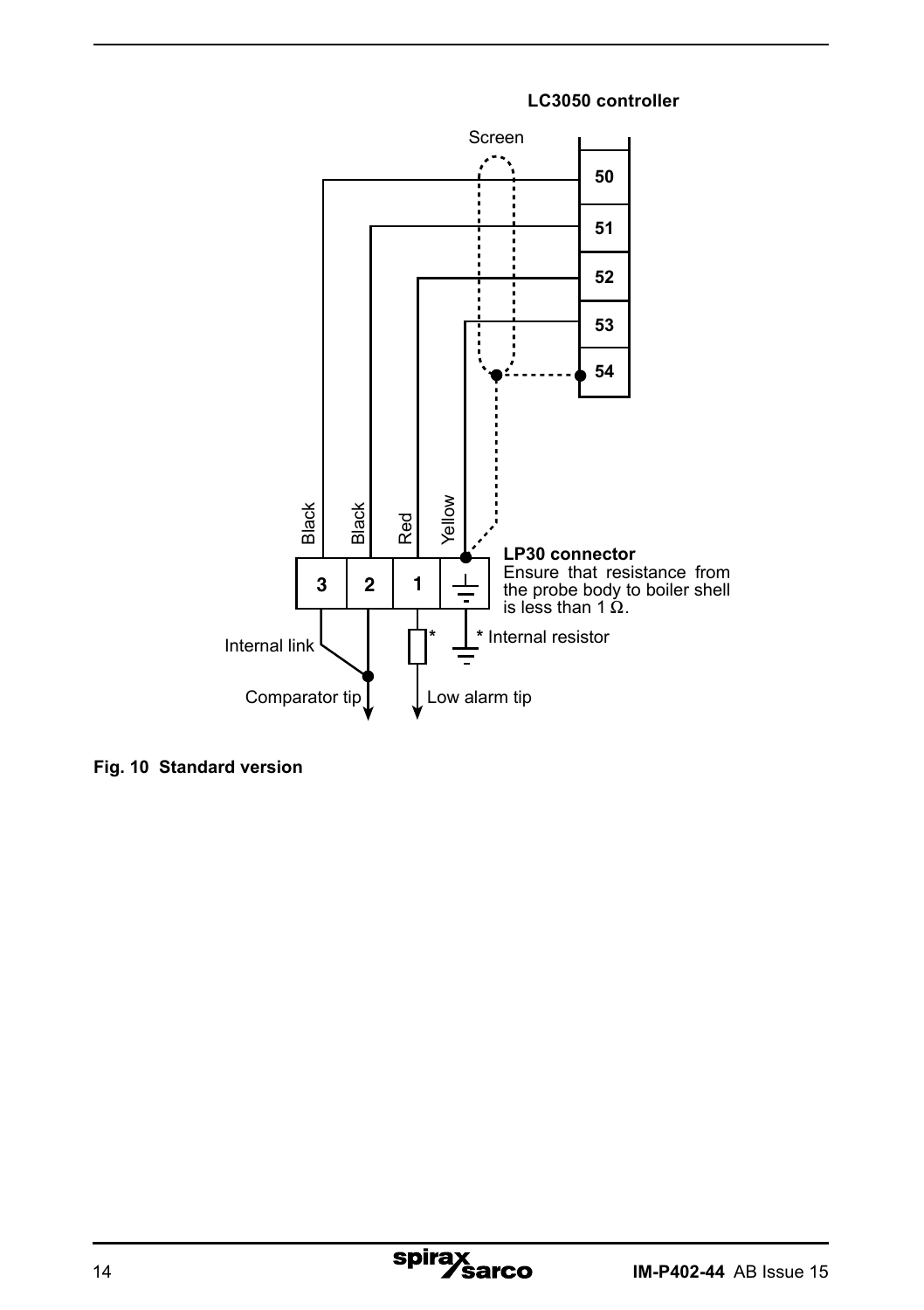**LC3050 controller**

Screen

50

51

52

53

54

Black Black Red Yellow

3 2 1

**LP30 connector**
Ensure that resistance from the probe body to boiler shell is less than 1 Ω.

Internal link

* Internal resistor

Comparator tip

Low alarm tip

**Fig. 10 Standard version**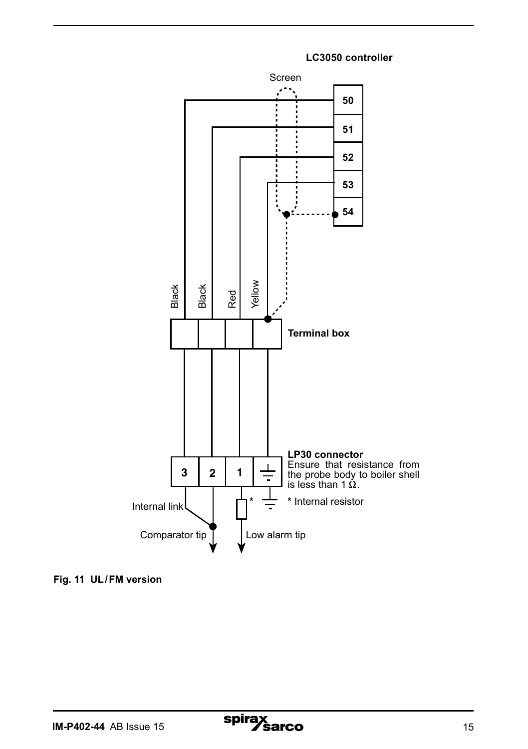LC3050 controller

Screen

50

51

52

53

54

Black

Black

Red

Yellow

Terminal box

3 2 1

**LP30 connector**
Ensure that resistance from the probe body to boiler shell is less than 1 Ω.

Internal link

\* Internal resistor

Comparator tip

Low alarm tip

**Fig. 11 UL/FM version**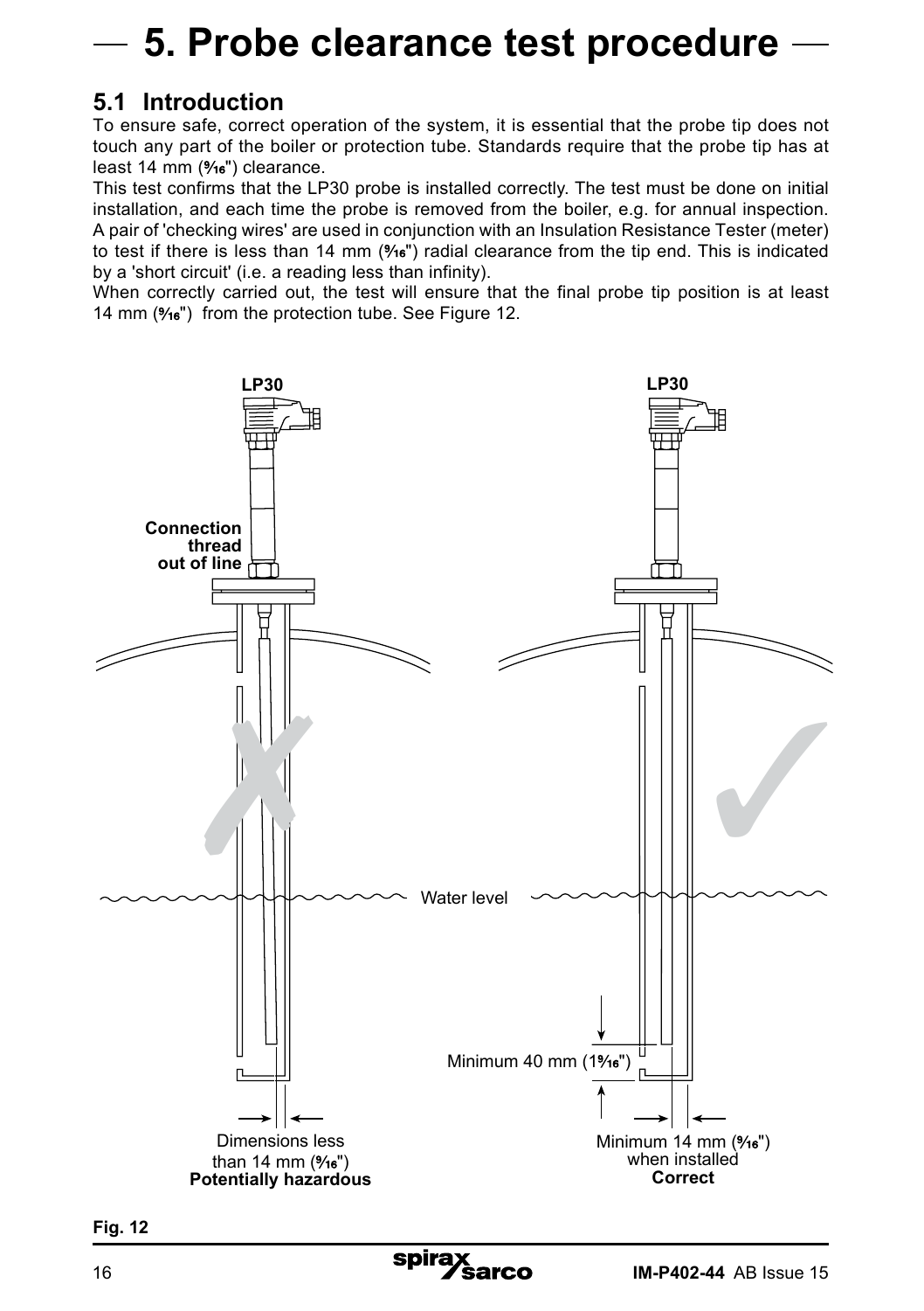# 5. Probe clearance test procedure

## 5.1 Introduction

To ensure safe, correct operation of the system, it is essential that the probe tip does not touch any part of the boiler or protection tube. Standards require that the probe tip has at least 14 mm (9⁄16") clearance.

This test confirms that the LP30 probe is installed correctly. The test must be done on initial installation, and each time the probe is removed from the boiler, e.g. for annual inspection. A pair of 'checking wires' are used in conjunction with an Insulation Resistance Tester (meter) to test if there is less than 14 mm (9⁄16") radial clearance from the tip end. This is indicated by a 'short circuit' (i.e. a reading less than infinity).

When correctly carried out, the test will ensure that the final probe tip position is at least 14 mm (9⁄16") from the protection tube. See Figure 12.

LP30

LP30

Connection thread out of line

Water level

Minimum 40 mm (1 9⁄16")

Dimensions less than 14 mm (9⁄16")
**Potentially hazardous**

Minimum 14 mm (9⁄16") when installed
**Correct**

**Fig. 12**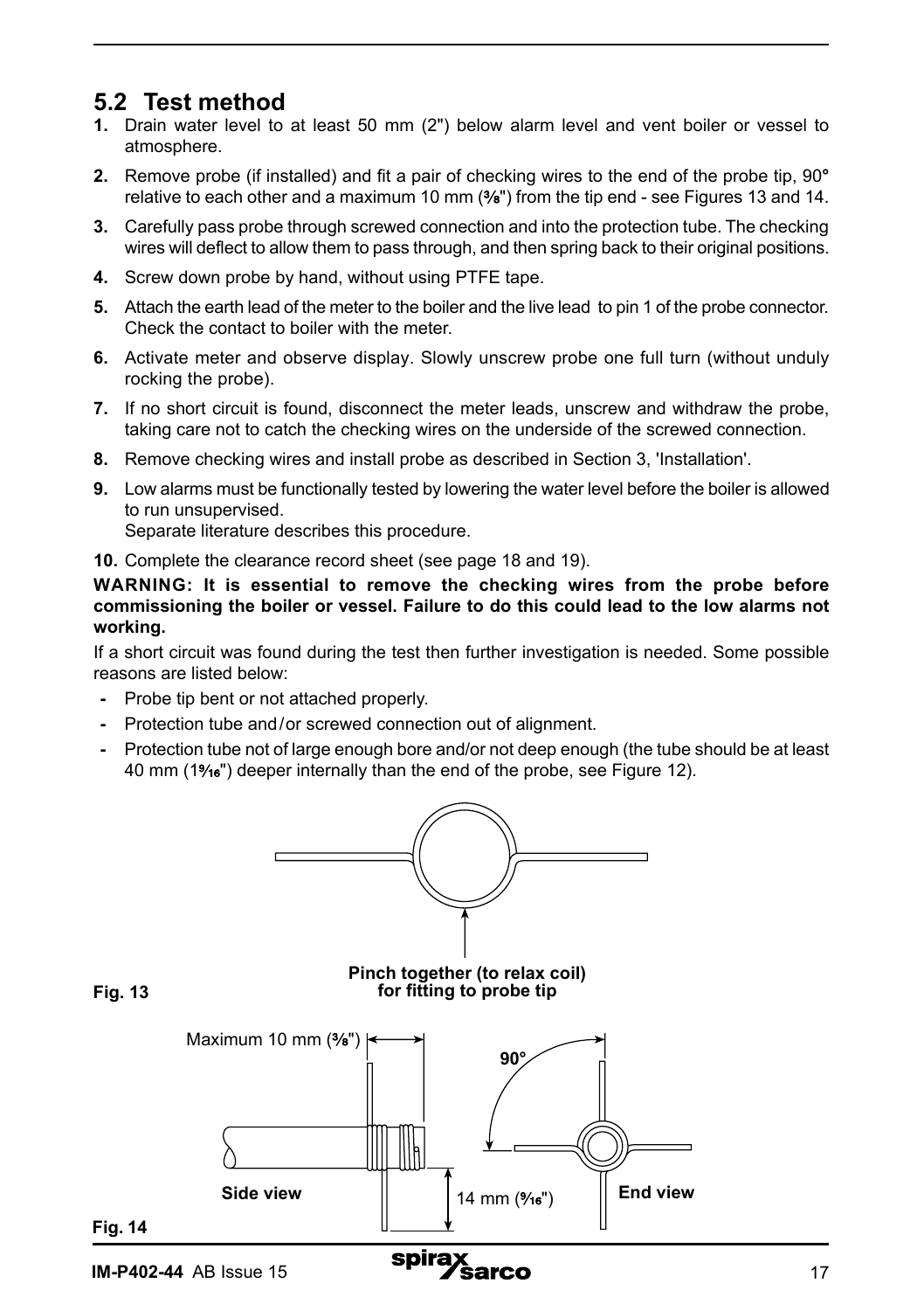## 5.2 Test method

**1.** Drain water level to at least 50 mm (2") below alarm level and vent boiler or vessel to atmosphere.

**2.** Remove probe (if installed) and fit a pair of checking wires to the end of the probe tip, 90° relative to each other and a maximum 10 mm (⅜") from the tip end - see Figures 13 and 14.

**3.** Carefully pass probe through screwed connection and into the protection tube. The checking wires will deflect to allow them to pass through, and then spring back to their original positions.

**4.** Screw down probe by hand, without using PTFE tape.

**5.** Attach the earth lead of the meter to the boiler and the live lead to pin 1 of the probe connector. Check the contact to boiler with the meter.

**6.** Activate meter and observe display. Slowly unscrew probe one full turn (without unduly rocking the probe).

**7.** If no short circuit is found, disconnect the meter leads, unscrew and withdraw the probe, taking care not to catch the checking wires on the underside of the screwed connection.

**8.** Remove checking wires and install probe as described in Section 3, 'Installation'.

**9.** Low alarms must be functionally tested by lowering the water level before the boiler is allowed to run unsupervised.
Separate literature describes this procedure.

**10.** Complete the clearance record sheet (see page 18 and 19).

**WARNING: It is essential to remove the checking wires from the probe before commissioning the boiler or vessel. Failure to do this could lead to the low alarms not working.**

If a short circuit was found during the test then further investigation is needed. Some possible reasons are listed below:

- Probe tip bent or not attached properly.
- Protection tube and/or screwed connection out of alignment.
- Protection tube not of large enough bore and/or not deep enough (the tube should be at least 40 mm (1⁹⁄₁₆") deeper internally than the end of the probe, see Figure 12).

**Pinch together (to relax coil) for fitting to probe tip**

**Fig. 13**

Maximum 10 mm (⅜")

**90°**

**Side view**

14 mm (⁹⁄₁₆")

**End view**

**Fig. 14**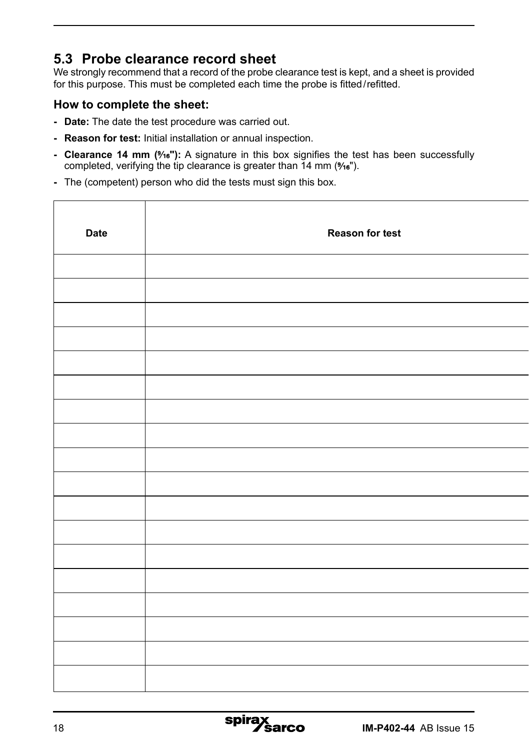## 5.3 Probe clearance record sheet

We strongly recommend that a record of the probe clearance test is kept, and a sheet is provided for this purpose. This must be completed each time the probe is fitted/refitted.

### How to complete the sheet:

- **Date:** The date the test procedure was carried out.
- **Reason for test:** Initial installation or annual inspection.
- **Clearance 14 mm (9⁄16"):** A signature in this box signifies the test has been successfully completed, verifying the tip clearance is greater than 14 mm (9⁄16").
- The (competent) person who did the tests must sign this box.

| Date | Reason for test |
|---|---|
| | |
| | |
| | |
| | |
| | |
| | |
| | |
| | |
| | |
| | |
| | |
| | |
| | |
| | |
| | |
| | |
| | |
| | |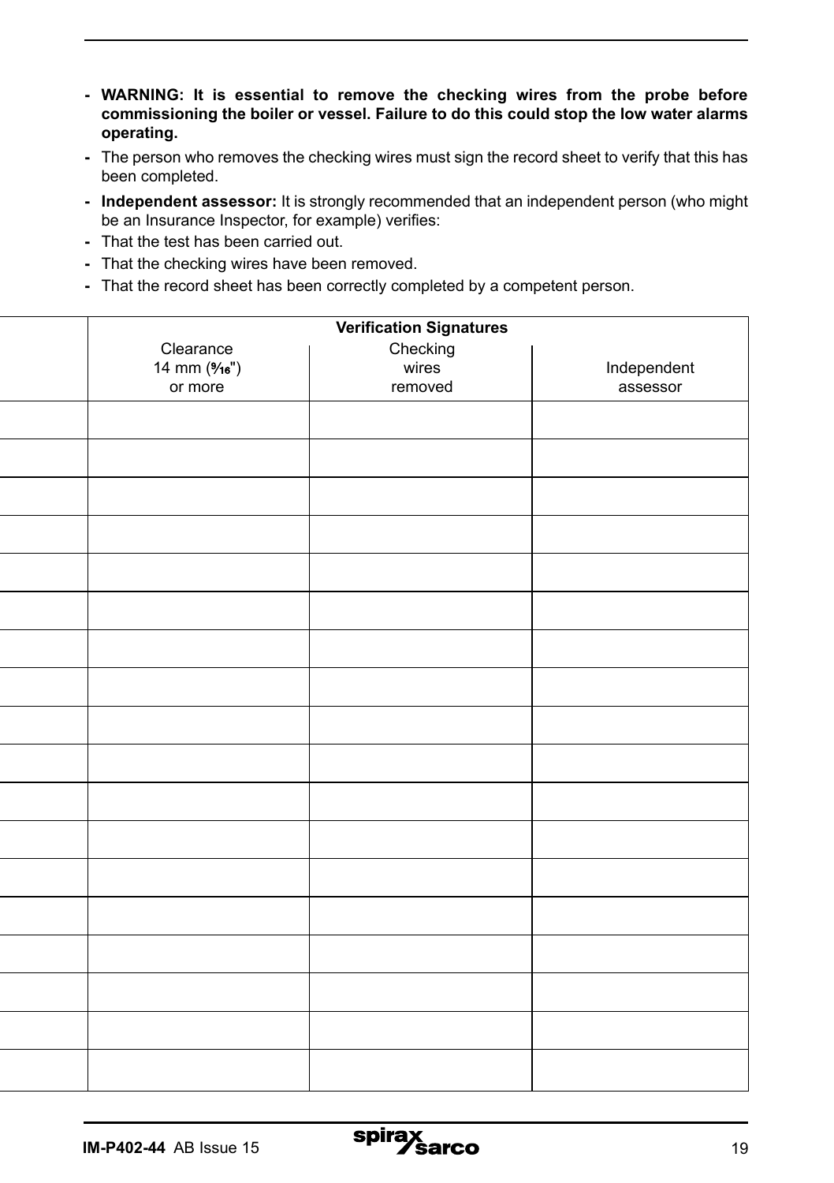- **WARNING: It is essential to remove the checking wires from the probe before commissioning the boiler or vessel. Failure to do this could stop the low water alarms operating.**
- The person who removes the checking wires must sign the record sheet to verify that this has been completed.
- **Independent assessor:** It is strongly recommended that an independent person (who might be an Insurance Inspector, for example) verifies:
- That the test has been carried out.
- That the checking wires have been removed.
- That the record sheet has been correctly completed by a competent person.

| | **Verification Signatures** | | |
|---|---|---|---|
| | Clearance 14 mm (9⁄16") or more | Checking wires removed | Independent assessor |
| | | | |
| | | | |
| | | | |
| | | | |
| | | | |
| | | | |
| | | | |
| | | | |
| | | | |
| | | | |
| | | | |
| | | | |
| | | | |
| | | | |
| | | | |
| | | | |
| | | | |
| | | | |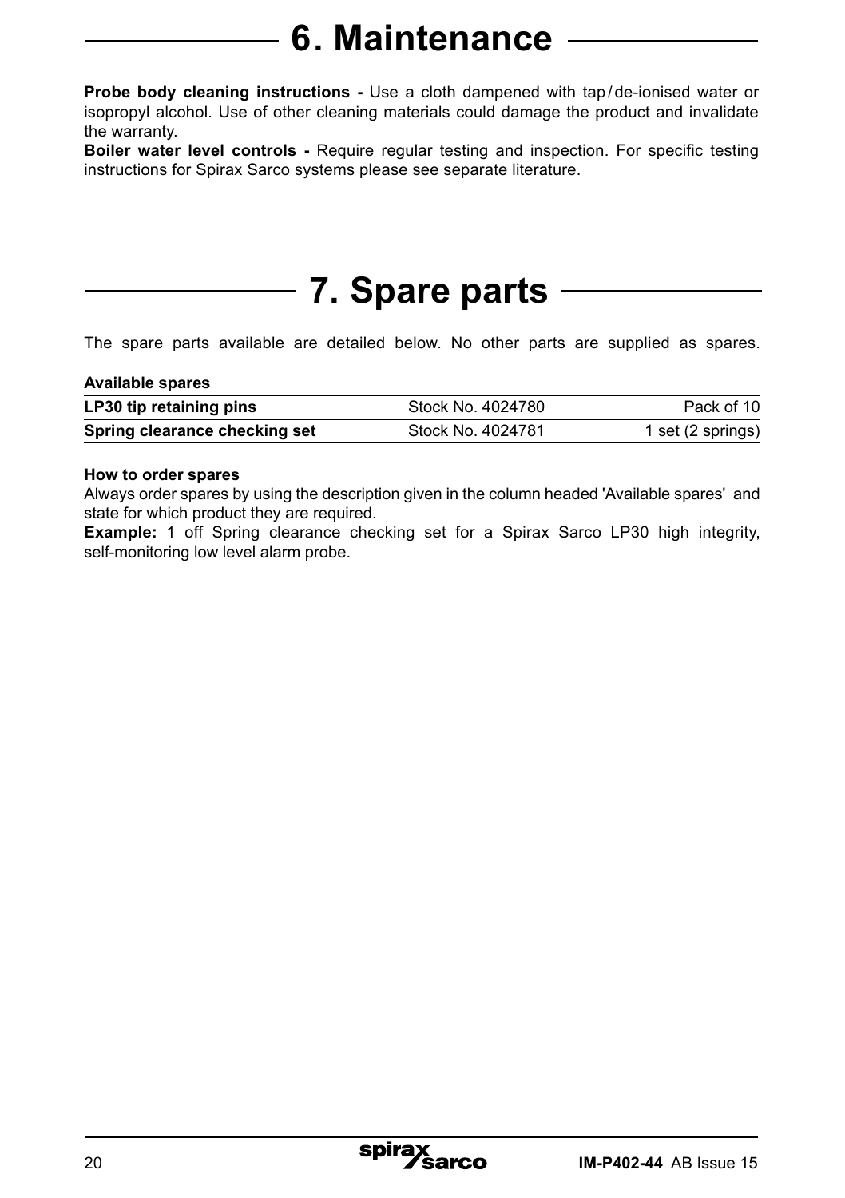# 6. Maintenance

**Probe body cleaning instructions -** Use a cloth dampened with tap / de-ionised water or isopropyl alcohol. Use of other cleaning materials could damage the product and invalidate the warranty.

**Boiler water level controls -** Require regular testing and inspection. For specific testing instructions for Spirax Sarco systems please see separate literature.

# 7. Spare parts

The spare parts available are detailed below. No other parts are supplied as spares.

**Available spares**

| | | |
|---|---|---|
| **LP30 tip retaining pins** | Stock No. 4024780 | Pack of 10 |
| **Spring clearance checking set** | Stock No. 4024781 | 1 set (2 springs) |

**How to order spares**

Always order spares by using the description given in the column headed 'Available spares' and state for which product they are required.

**Example:** 1 off Spring clearance checking set for a Spirax Sarco LP30 high integrity, self-monitoring low level alarm probe.